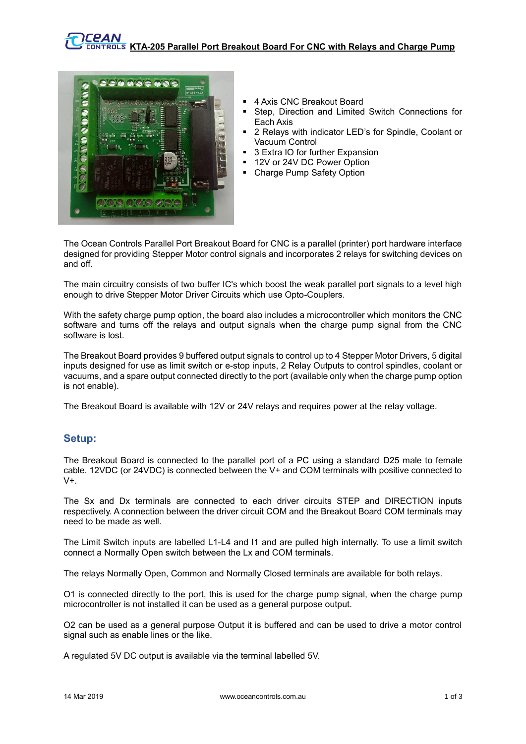# KTA-205 Parallel Port Breakout Board For CNC with Relays and Charge Pump

- 4 Axis CNC Breakout Board
- Step, Direction and Limited Switch Connections for Each Axis
- 2 Relays with indicator LED's for Spindle, Coolant or Vacuum Control
- 3 Extra IO for further Expansion
- 12V or 24V DC Power Option
- Charge Pump Safety Option

The Ocean Controls Parallel Port Breakout Board for CNC is a parallel (printer) port hardware interface designed for providing Stepper Motor control signals and incorporates 2 relays for switching devices on and off.

The main circuitry consists of two buffer IC's which boost the weak parallel port signals to a level high enough to drive Stepper Motor Driver Circuits which use Opto-Couplers.

With the safety charge pump option, the board also includes a microcontroller which monitors the CNC software and turns off the relays and output signals when the charge pump signal from the CNC software is lost.

The Breakout Board provides 9 buffered output signals to control up to 4 Stepper Motor Drivers, 5 digital inputs designed for use as limit switch or e-stop inputs, 2 Relay Outputs to control spindles, coolant or vacuums, and a spare output connected directly to the port (available only when the charge pump option is not enable).

The Breakout Board is available with 12V or 24V relays and requires power at the relay voltage.

## Setup:

The Breakout Board is connected to the parallel port of a PC using a standard D25 male to female cable. 12VDC (or 24VDC) is connected between the V+ and COM terminals with positive connected to V+.

The Sx and Dx terminals are connected to each driver circuits STEP and DIRECTION inputs respectively. A connection between the driver circuit COM and the Breakout Board COM terminals may need to be made as well.

The Limit Switch inputs are labelled L1-L4 and I1 and are pulled high internally. To use a limit switch connect a Normally Open switch between the Lx and COM terminals.

The relays Normally Open, Common and Normally Closed terminals are available for both relays.

O1 is connected directly to the port, this is used for the charge pump signal, when the charge pump microcontroller is not installed it can be used as a general purpose output.

O2 can be used as a general purpose Output it is buffered and can be used to drive a motor control signal such as enable lines or the like.

A regulated 5V DC output is available via the terminal labelled 5V.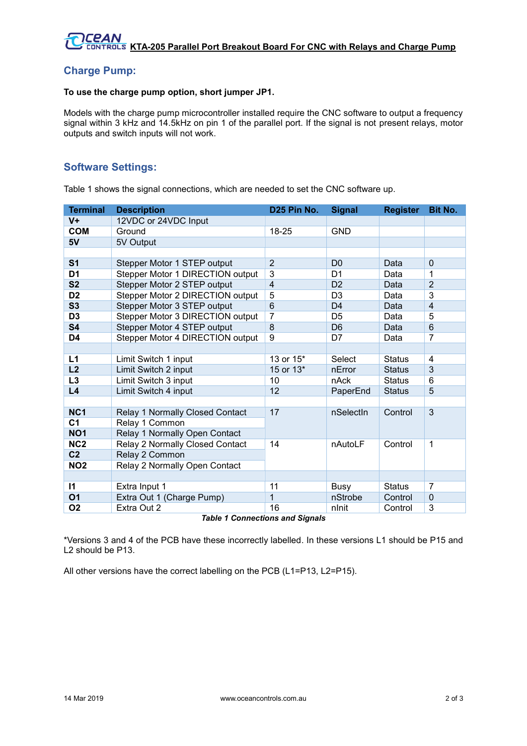## Charge Pump:

**To use the charge pump option, short jumper JP1.**

Models with the charge pump microcontroller installed require the CNC software to output a frequency signal within 3 kHz and 14.5kHz on pin 1 of the parallel port. If the signal is not present relays, motor outputs and switch inputs will not work.

## Software Settings:

Table 1 shows the signal connections, which are needed to set the CNC software up.

| Terminal | Description | D25 Pin No. | Signal | Register | Bit No. |
|---|---|---|---|---|---|
| **V+** | 12VDC or 24VDC Input | | | | |
| **COM** | Ground | 18-25 | GND | | |
| **5V** | 5V Output | | | | |
| | | | | | |
| **S1** | Stepper Motor 1 STEP output | 2 | D0 | Data | 0 |
| **D1** | Stepper Motor 1 DIRECTION output | 3 | D1 | Data | 1 |
| **S2** | Stepper Motor 2 STEP output | 4 | D2 | Data | 2 |
| **D2** | Stepper Motor 2 DIRECTION output | 5 | D3 | Data | 3 |
| **S3** | Stepper Motor 3 STEP output | 6 | D4 | Data | 4 |
| **D3** | Stepper Motor 3 DIRECTION output | 7 | D5 | Data | 5 |
| **S4** | Stepper Motor 4 STEP output | 8 | D6 | Data | 6 |
| **D4** | Stepper Motor 4 DIRECTION output | 9 | D7 | Data | 7 |
| | | | | | |
| **L1** | Limit Switch 1 input | 13 or 15* | Select | Status | 4 |
| **L2** | Limit Switch 2 input | 15 or 13* | nError | Status | 3 |
| **L3** | Limit Switch 3 input | 10 | nAck | Status | 6 |
| **L4** | Limit Switch 4 input | 12 | PaperEnd | Status | 5 |
| | | | | | |
| **NC1** | Relay 1 Normally Closed Contact | 17 | nSelectIn | Control | 3 |
| **C1** | Relay 1 Common | | | | |
| **NO1** | Relay 1 Normally Open Contact | | | | |
| **NC2** | Relay 2 Normally Closed Contact | 14 | nAutoLF | Control | 1 |
| **C2** | Relay 2 Common | | | | |
| **NO2** | Relay 2 Normally Open Contact | | | | |
| | | | | | |
| **I1** | Extra Input 1 | 11 | Busy | Status | 7 |
| **O1** | Extra Out 1 (Charge Pump) | 1 | nStrobe | Control | 0 |
| **O2** | Extra Out 2 | 16 | nInit | Control | 3 |

***Table 1 Connections and Signals***

*Versions 3 and 4 of the PCB have these incorrectly labelled. In these versions L1 should be P15 and L2 should be P13.

All other versions have the correct labelling on the PCB (L1=P13, L2=P15).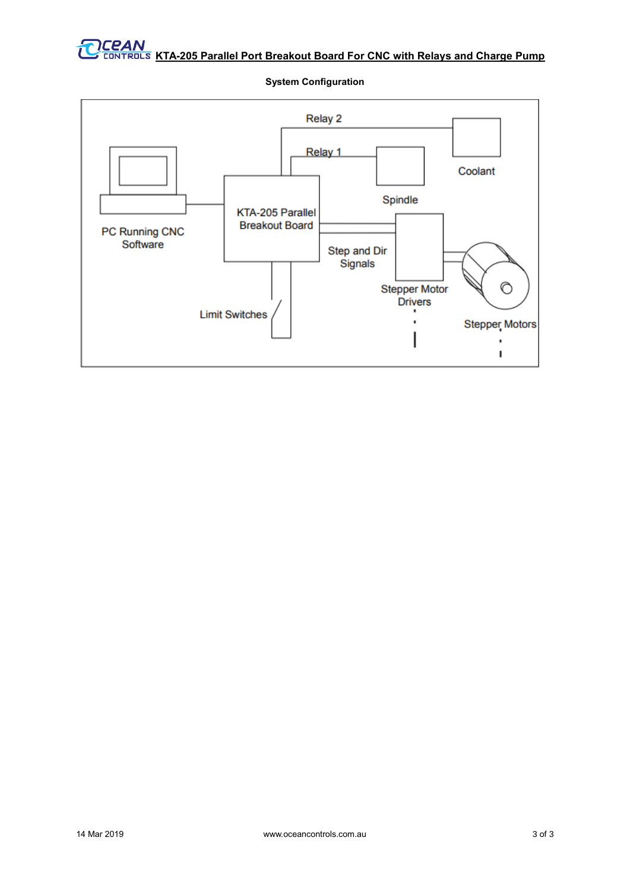**System Configuration**

Relay 2

Relay 1

Coolant

Spindle

KTA-205 Parallel Breakout Board

PC Running CNC Software

Step and Dir Signals

Stepper Motor Drivers

Stepper Motors

Limit Switches